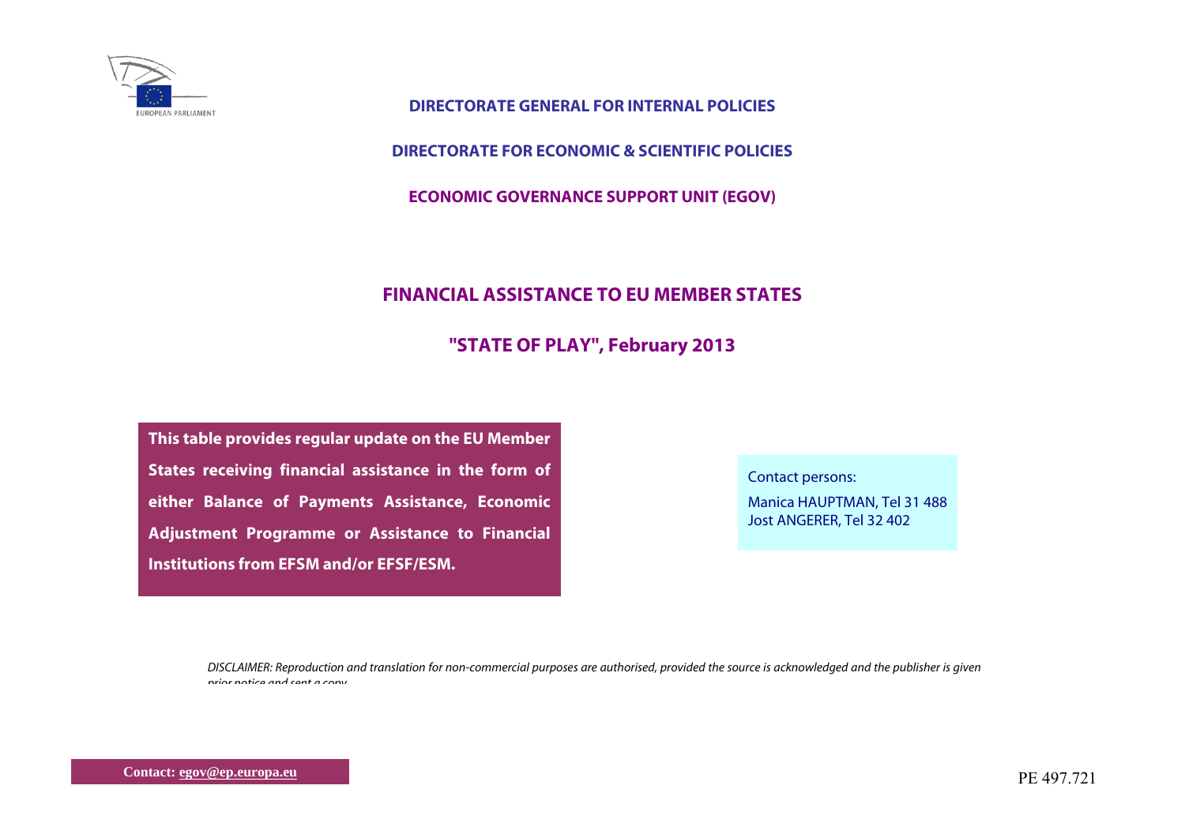**DIRECTORATE GENERAL FOR INTERNAL POLICIES**

**DIRECTORATE FOR ECONOMIC & SCIENTIFIC POLICIES**

**ECONOMIC GOVERNANCE SUPPORT UNIT (EGOV)**

# FINANCIAL ASSISTANCE TO EU MEMBER STATES

## "STATE OF PLAY", February 2013

**This table provides regular update on the EU Member States receiving financial assistance in the form of either Balance of Payments Assistance, Economic Adjustment Programme or Assistance to Financial Institutions from EFSM and/or EFSF/ESM.**

Contact persons:

Manica HAUPTMAN, Tel 31 488
Jost ANGERER, Tel 32 402

*DISCLAIMER: Reproduction and translation for non-commercial purposes are authorised, provided the source is acknowledged and the publisher is given prior notice and sent a copy.*

**Contact: egov@ep.europa.eu**

PE 497.721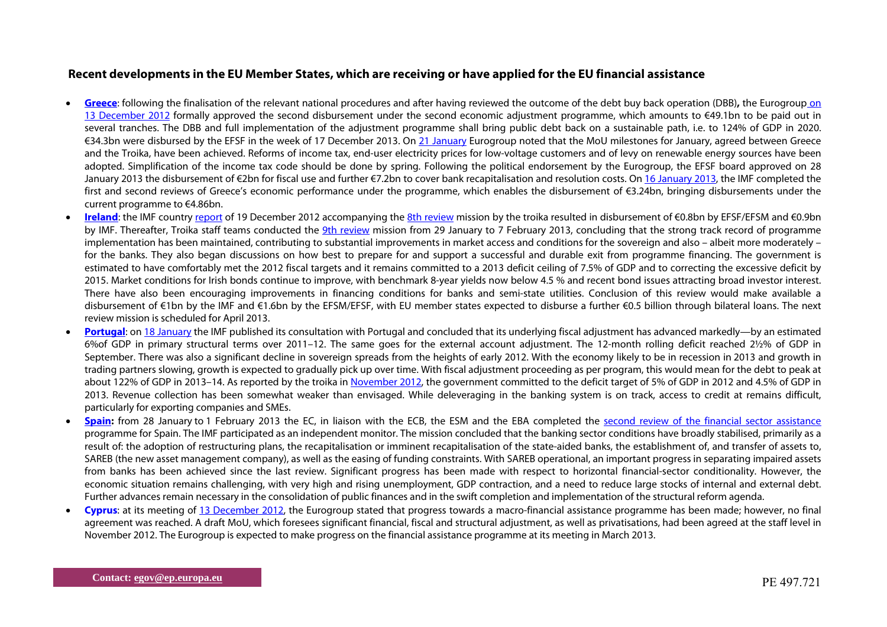## Recent developments in the EU Member States, which are receiving or have applied for the EU financial assistance

- **Greece**: following the finalisation of the relevant national procedures and after having reviewed the outcome of the debt buy back operation (DBB)**,** the Eurogroup on 13 December 2012 formally approved the second disbursement under the second economic adjustment programme, which amounts to €49.1bn to be paid out in several tranches. The DBB and full implementation of the adjustment programme shall bring public debt back on a sustainable path, i.e. to 124% of GDP in 2020. €34.3bn were disbursed by the EFSF in the week of 17 December 2013. On 21 January Eurogroup noted that the MoU milestones for January, agreed between Greece and the Troika, have been achieved. Reforms of income tax, end-user electricity prices for low-voltage customers and of levy on renewable energy sources have been adopted. Simplification of the income tax code should be done by spring. Following the political endorsement by the Eurogroup, the EFSF board approved on 28 January 2013 the disbursement of €2bn for fiscal use and further €7.2bn to cover bank recapitalisation and resolution costs. On 16 January 2013, the IMF completed the first and second reviews of Greece's economic performance under the programme, which enables the disbursement of €3.24bn, bringing disbursements under the current programme to €4.86bn.
- **Ireland**: the IMF country report of 19 December 2012 accompanying the 8th review mission by the troika resulted in disbursement of €0.8bn by EFSF/EFSM and €0.9bn by IMF. Thereafter, Troika staff teams conducted the 9th review mission from 29 January to 7 February 2013, concluding that the strong track record of programme implementation has been maintained, contributing to substantial improvements in market access and conditions for the sovereign and also – albeit more moderately – for the banks. They also began discussions on how best to prepare for and support a successful and durable exit from programme financing. The government is estimated to have comfortably met the 2012 fiscal targets and it remains committed to a 2013 deficit ceiling of 7.5% of GDP and to correcting the excessive deficit by 2015. Market conditions for Irish bonds continue to improve, with benchmark 8-year yields now below 4.5 % and recent bond issues attracting broad investor interest. There have also been encouraging improvements in financing conditions for banks and semi-state utilities. Conclusion of this review would make available a disbursement of €1bn by the IMF and €1.6bn by the EFSM/EFSF, with EU member states expected to disburse a further €0.5 billion through bilateral loans. The next review mission is scheduled for April 2013.
- **Portugal**: on 18 January the IMF published its consultation with Portugal and concluded that its underlying fiscal adjustment has advanced markedly—by an estimated 6%of GDP in primary structural terms over 2011–12. The same goes for the external account adjustment. The 12-month rolling deficit reached 2½% of GDP in September. There was also a significant decline in sovereign spreads from the heights of early 2012. With the economy likely to be in recession in 2013 and growth in trading partners slowing, growth is expected to gradually pick up over time. With fiscal adjustment proceeding as per program, this would mean for the debt to peak at about 122% of GDP in 2013–14. As reported by the troika in November 2012, the government committed to the deficit target of 5% of GDP in 2012 and 4.5% of GDP in 2013. Revenue collection has been somewhat weaker than envisaged. While deleveraging in the banking system is on track, access to credit at remains difficult, particularly for exporting companies and SMEs.
- **Spain:** from 28 January to 1 February 2013 the EC, in liaison with the ECB, the ESM and the EBA completed the second review of the financial sector assistance programme for Spain. The IMF participated as an independent monitor. The mission concluded that the banking sector conditions have broadly stabilised, primarily as a result of: the adoption of restructuring plans, the recapitalisation or imminent recapitalisation of the state-aided banks, the establishment of, and transfer of assets to, SAREB (the new asset management company), as well as the easing of funding constraints. With SAREB operational, an important progress in separating impaired assets from banks has been achieved since the last review. Significant progress has been made with respect to horizontal financial-sector conditionality. However, the economic situation remains challenging, with very high and rising unemployment, GDP contraction, and a need to reduce large stocks of internal and external debt. Further advances remain necessary in the consolidation of public finances and in the swift completion and implementation of the structural reform agenda.
- **Cyprus**: at its meeting of 13 December 2012, the Eurogroup stated that progress towards a macro-financial assistance programme has been made; however, no final agreement was reached. A draft MoU, which foresees significant financial, fiscal and structural adjustment, as well as privatisations, had been agreed at the staff level in November 2012. The Eurogroup is expected to make progress on the financial assistance programme at its meeting in March 2013.

Contact: egov@ep.europa.eu

PE 497.721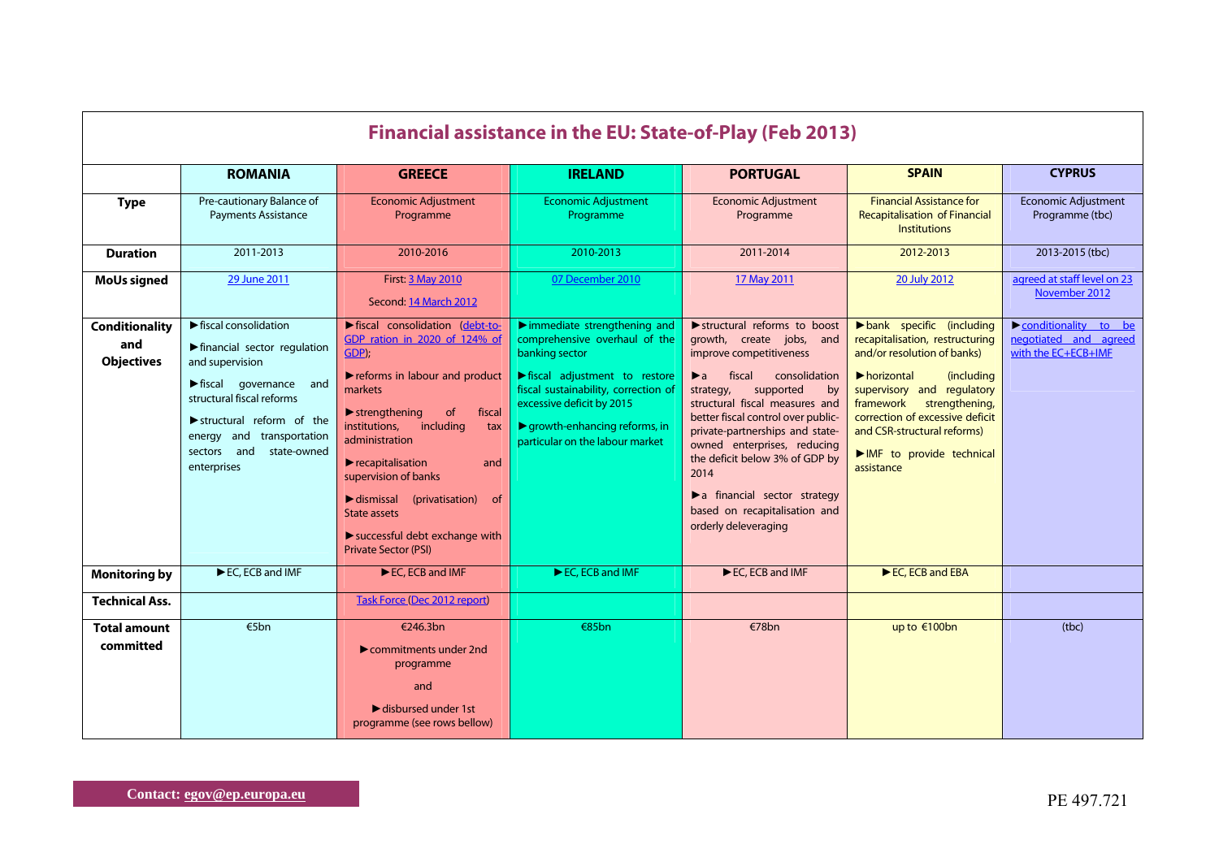# Financial assistance in the EU: State-of-Play (Feb 2013)

| | ROMANIA | GREECE | IRELAND | PORTUGAL | SPAIN | CYPRUS |
|---|---|---|---|---|---|---|
| **Type** | Pre-cautionary Balance of Payments Assistance | Economic Adjustment Programme | Economic Adjustment Programme | Economic Adjustment Programme | Financial Assistance for Recapitalisation of Financial Institutions | Economic Adjustment Programme (tbc) |
| **Duration** | 2011-2013 | 2010-2016 | 2010-2013 | 2011-2014 | 2012-2013 | 2013-2015 (tbc) |
| **MoUs signed** | 29 June 2011 | First: 3 May 2010<br><br>Second: 14 March 2012 | 07 December 2010 | 17 May 2011 | 20 July 2012 | agreed at staff level on 23 November 2012 |
| **Conditionality and Objectives** | ►fiscal consolidation<br><br>►financial sector regulation and supervision<br><br>►fiscal governance and structural fiscal reforms<br><br>►structural reform of the energy and transportation sectors and state-owned enterprises | ►fiscal consolidation (debt-to-GDP ration in 2020 of 124% of GDP);<br><br>►reforms in labour and product markets<br><br>►strengthening of fiscal institutions, including tax administration<br><br>►recapitalisation and supervision of banks<br><br>►dismissal (privatisation) of State assets<br><br>►successful debt exchange with Private Sector (PSI) | ►immediate strengthening and comprehensive overhaul of the banking sector<br><br>►fiscal adjustment to restore fiscal sustainability, correction of excessive deficit by 2015<br><br>►growth-enhancing reforms, in particular on the labour market | ►structural reforms to boost growth, create jobs, and improve competitiveness<br><br>►a fiscal consolidation strategy, supported by structural fiscal measures and better fiscal control over public-private-partnerships and state-owned enterprises, reducing the deficit below 3% of GDP by 2014<br><br>►a financial sector strategy based on recapitalisation and orderly deleveraging | ►bank specific (including recapitalisation, restructuring and/or resolution of banks)<br><br>►horizontal (including supervisory and regulatory framework strengthening, correction of excessive deficit and CSR-structural reforms)<br><br>►IMF to provide technical assistance | ►conditionality to be negotiated and agreed with the EC+ECB+IMF |
| **Monitoring by** | ►EC, ECB and IMF | ►EC, ECB and IMF | ►EC, ECB and IMF | ►EC, ECB and IMF | ►EC, ECB and EBA | |
| **Technical Ass.** | | Task Force (Dec 2012 report) | | | | |
| **Total amount committed** | €5bn | €246.3bn<br><br>►commitments under 2nd programme<br><br>and<br><br>►disbursed under 1st programme (see rows bellow) | €85bn | €78bn | up to €100bn | (tbc) |

**Contact: egov@ep.europa.eu**

PE 497.721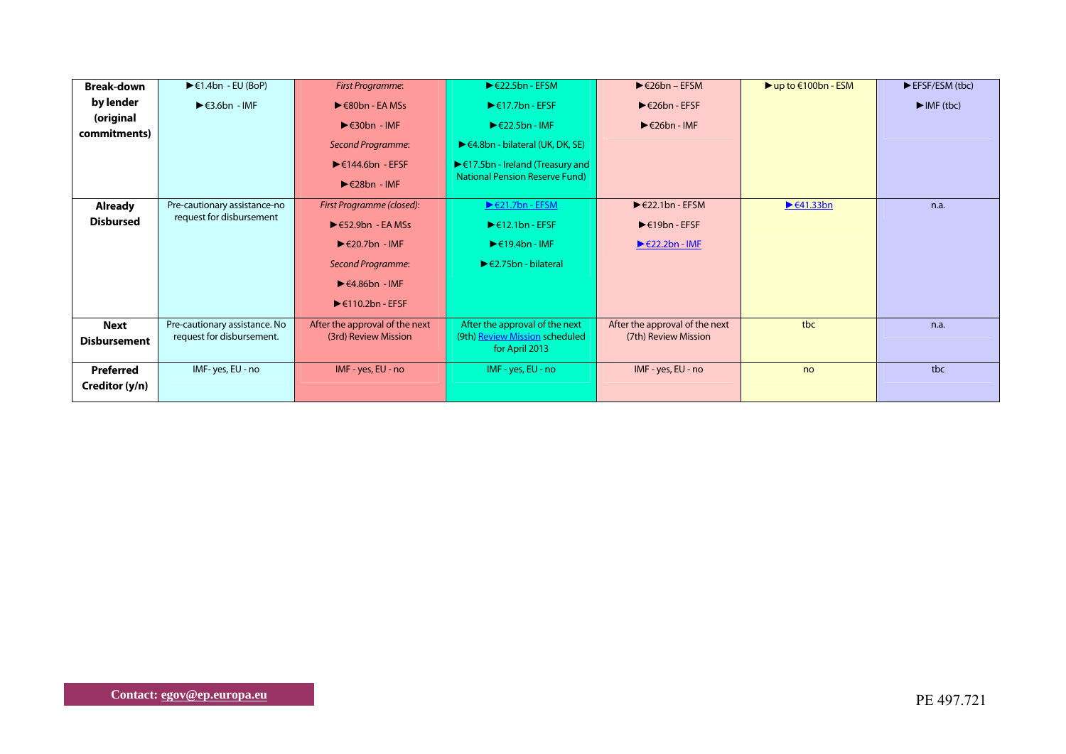| Break-down by lender (original commitments) | ►€1.4bn - EU (BoP)<br>►€3.6bn - IMF | *First Programme*:<br>►€80bn - EA MSs<br>►€30bn - IMF<br>*Second Programme*:<br>►€144.6bn - EFSF<br>►€28bn - IMF | ►€22.5bn - EFSM<br>►€17.7bn - EFSF<br>►€22.5bn - IMF<br>►€4.8bn - bilateral (UK, DK, SE)<br>►€17.5bn - Ireland (Treasury and National Pension Reserve Fund) | ►€26bn – EFSM<br>►€26bn - EFSF<br>►€26bn - IMF | ►up to €100bn - ESM | ►EFSF/ESM (tbc)<br>►IMF (tbc) |
|---|---|---|---|---|---|---|
| **Already Disbursed** | Pre-cautionary assistance-no request for disbursement | *First Programme (closed)*:<br>►€52.9bn - EA MSs<br>►€20.7bn - IMF<br>*Second Programme*:<br>►€4.86bn - IMF<br>►€110.2bn - EFSF | ►€21.7bn - EFSM<br>►€12.1bn - EFSF<br>►€19.4bn - IMF<br>►€2.75bn - bilateral | ►€22.1bn - EFSM<br>►€19bn - EFSF<br>►€22.2bn - IMF | ►€41.33bn | n.a. |
| **Next Disbursement** | Pre-cautionary assistance. No request for disbursement. | After the approval of the next (3rd) Review Mission | After the approval of the next (9th) Review Mission scheduled for April 2013 | After the approval of the next (7th) Review Mission | tbc | n.a. |
| **Preferred Creditor (y/n)** | IMF- yes, EU - no | IMF - yes, EU - no | IMF - yes, EU - no | IMF - yes, EU - no | no | tbc |

Contact: egov@ep.europa.eu

PE 497.721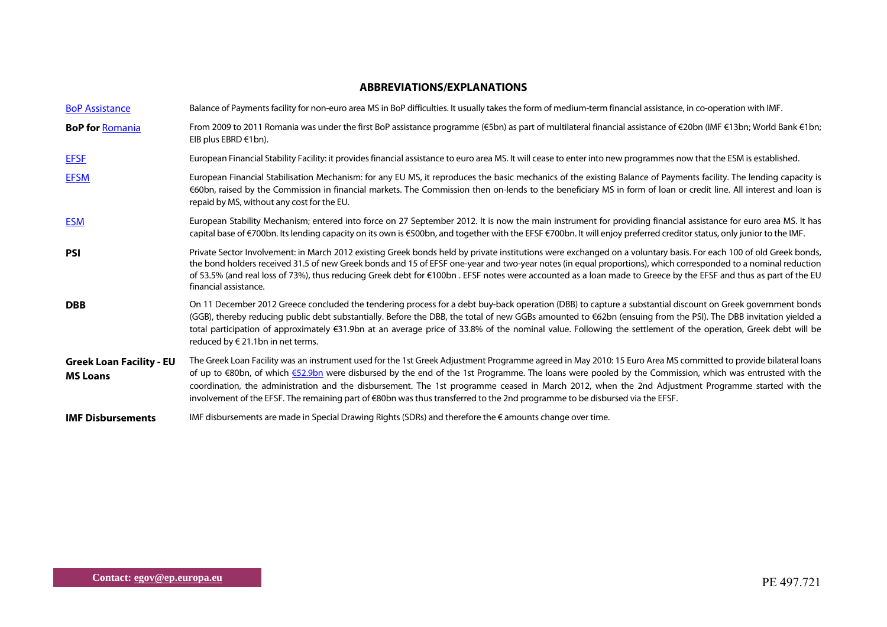## ABBREVIATIONS/EXPLANATIONS

| | |
|---|---|
| BoP Assistance | Balance of Payments facility for non-euro area MS in BoP difficulties. It usually takes the form of medium-term financial assistance, in co-operation with IMF. |
| **BoP for** Romania | From 2009 to 2011 Romania was under the first BoP assistance programme (€5bn) as part of multilateral financial assistance of €20bn (IMF €13bn; World Bank €1bn; EIB plus EBRD €1bn). |
| EFSF | European Financial Stability Facility: it provides financial assistance to euro area MS. It will cease to enter into new programmes now that the ESM is established. |
| EFSM | European Financial Stabilisation Mechanism: for any EU MS, it reproduces the basic mechanics of the existing Balance of Payments facility. The lending capacity is €60bn, raised by the Commission in financial markets. The Commission then on-lends to the beneficiary MS in form of loan or credit line. All interest and loan is repaid by MS, without any cost for the EU. |
| ESM | European Stability Mechanism; entered into force on 27 September 2012. It is now the main instrument for providing financial assistance for euro area MS. It has capital base of €700bn. Its lending capacity on its own is €500bn, and together with the EFSF €700bn. It will enjoy preferred creditor status, only junior to the IMF. |
| **PSI** | Private Sector Involvement: in March 2012 existing Greek bonds held by private institutions were exchanged on a voluntary basis. For each 100 of old Greek bonds, the bond holders received 31.5 of new Greek bonds and 15 of EFSF one-year and two-year notes (in equal proportions), which corresponded to a nominal reduction of 53.5% (and real loss of 73%), thus reducing Greek debt for €100bn . EFSF notes were accounted as a loan made to Greece by the EFSF and thus as part of the EU financial assistance. |
| **DBB** | On 11 December 2012 Greece concluded the tendering process for a debt buy-back operation (DBB) to capture a substantial discount on Greek government bonds (GGB), thereby reducing public debt substantially. Before the DBB, the total of new GGBs amounted to €62bn (ensuing from the PSI). The DBB invitation yielded a total participation of approximately €31.9bn at an average price of 33.8% of the nominal value. Following the settlement of the operation, Greek debt will be reduced by € 21.1bn in net terms. |
| **Greek Loan Facility - EU MS Loans** | The Greek Loan Facility was an instrument used for the 1st Greek Adjustment Programme agreed in May 2010: 15 Euro Area MS committed to provide bilateral loans of up to €80bn, of which €52.9bn were disbursed by the end of the 1st Programme. The loans were pooled by the Commission, which was entrusted with the coordination, the administration and the disbursement. The 1st programme ceased in March 2012, when the 2nd Adjustment Programme started with the involvement of the EFSF. The remaining part of €80bn was thus transferred to the 2nd programme to be disbursed via the EFSF. |
| **IMF Disbursements** | IMF disbursements are made in Special Drawing Rights (SDRs) and therefore the € amounts change over time. |

Contact: egov@ep.europa.eu

PE 497.721